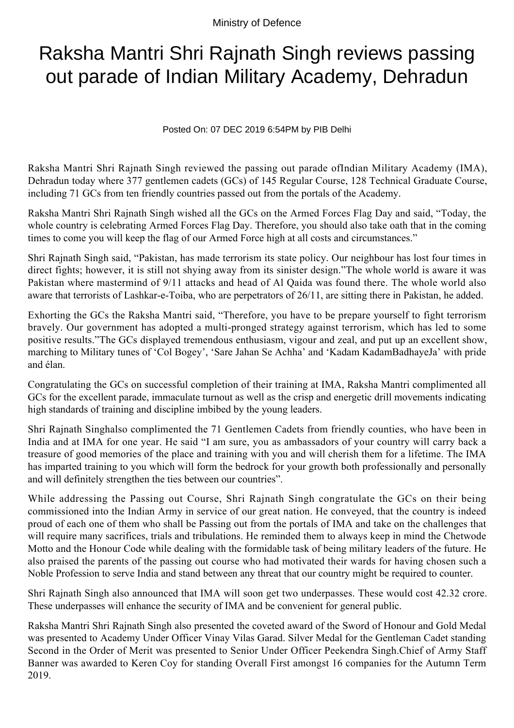Ministry of Defence

# Raksha Mantri Shri Rajnath Singh reviews passing out parade of Indian Military Academy, Dehradun

Posted On: 07 DEC 2019 6:54PM by PIB Delhi

Raksha Mantri Shri Rajnath Singh reviewed the passing out parade ofIndian Military Academy (IMA), Dehradun today where 377 gentlemen cadets (GCs) of 145 Regular Course, 128 Technical Graduate Course, including 71 GCs from ten friendly countries passed out from the portals of the Academy.

Raksha Mantri Shri Rajnath Singh wished all the GCs on the Armed Forces Flag Day and said, "Today, the whole country is celebrating Armed Forces Flag Day. Therefore, you should also take oath that in the coming times to come you will keep the flag of our Armed Force high at all costs and circumstances."

Shri Rajnath Singh said, "Pakistan, has made terrorism its state policy. Our neighbour has lost four times in direct fights; however, it is still not shying away from its sinister design."The whole world is aware it was Pakistan where mastermind of 9/11 attacks and head of Al Qaida was found there. The whole world also aware that terrorists of Lashkar-e-Toiba, who are perpetrators of 26/11, are sitting there in Pakistan, he added.

Exhorting the GCs the Raksha Mantri said, "Therefore, you have to be prepare yourself to fight terrorism bravely. Our government has adopted a multi-pronged strategy against terrorism, which has led to some positive results."The GCs displayed tremendous enthusiasm, vigour and zeal, and put up an excellent show, marching to Military tunes of 'Col Bogey', 'Sare Jahan Se Achha' and 'Kadam KadamBadhayeJa' with pride and élan.

Congratulating the GCs on successful completion of their training at IMA, Raksha Mantri complimented all GCs for the excellent parade, immaculate turnout as well as the crisp and energetic drill movements indicating high standards of training and discipline imbibed by the young leaders.

Shri Rajnath Singhalso complimented the 71 Gentlemen Cadets from friendly counties, who have been in India and at IMA for one year. He said "I am sure, you as ambassadors of your country will carry back a treasure of good memories of the place and training with you and will cherish them for a lifetime. The IMA has imparted training to you which will form the bedrock for your growth both professionally and personally and will definitely strengthen the ties between our countries".

While addressing the Passing out Course, Shri Rajnath Singh congratulate the GCs on their being commissioned into the Indian Army in service of our great nation. He conveyed, that the country is indeed proud of each one of them who shall be Passing out from the portals of IMA and take on the challenges that will require many sacrifices, trials and tribulations. He reminded them to always keep in mind the Chetwode Motto and the Honour Code while dealing with the formidable task of being military leaders of the future. He also praised the parents of the passing out course who had motivated their wards for having chosen such a Noble Profession to serve India and stand between any threat that our country might be required to counter.

Shri Rajnath Singh also announced that IMA will soon get two underpasses. These would cost 42.32 crore. These underpasses will enhance the security of IMA and be convenient for general public.

Raksha Mantri Shri Rajnath Singh also presented the coveted award of the Sword of Honour and Gold Medal was presented to Academy Under Officer Vinay Vilas Garad. Silver Medal for the Gentleman Cadet standing Second in the Order of Merit was presented to Senior Under Officer Peekendra Singh.Chief of Army Staff Banner was awarded to Keren Coy for standing Overall First amongst 16 companies for the Autumn Term 2019.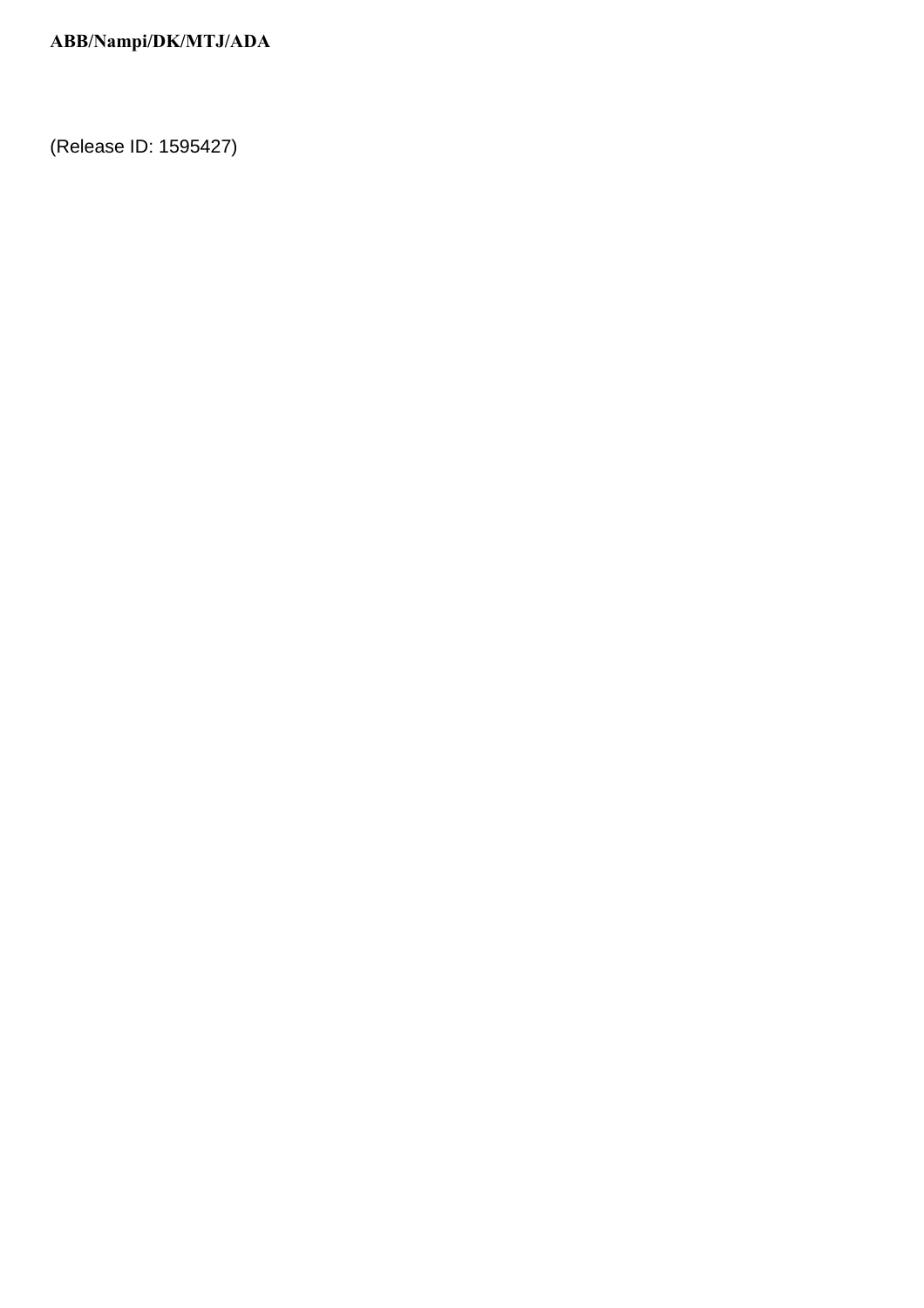**ABB/Nampi/DK/MTJ/ADA**

(Release ID: 1595427)